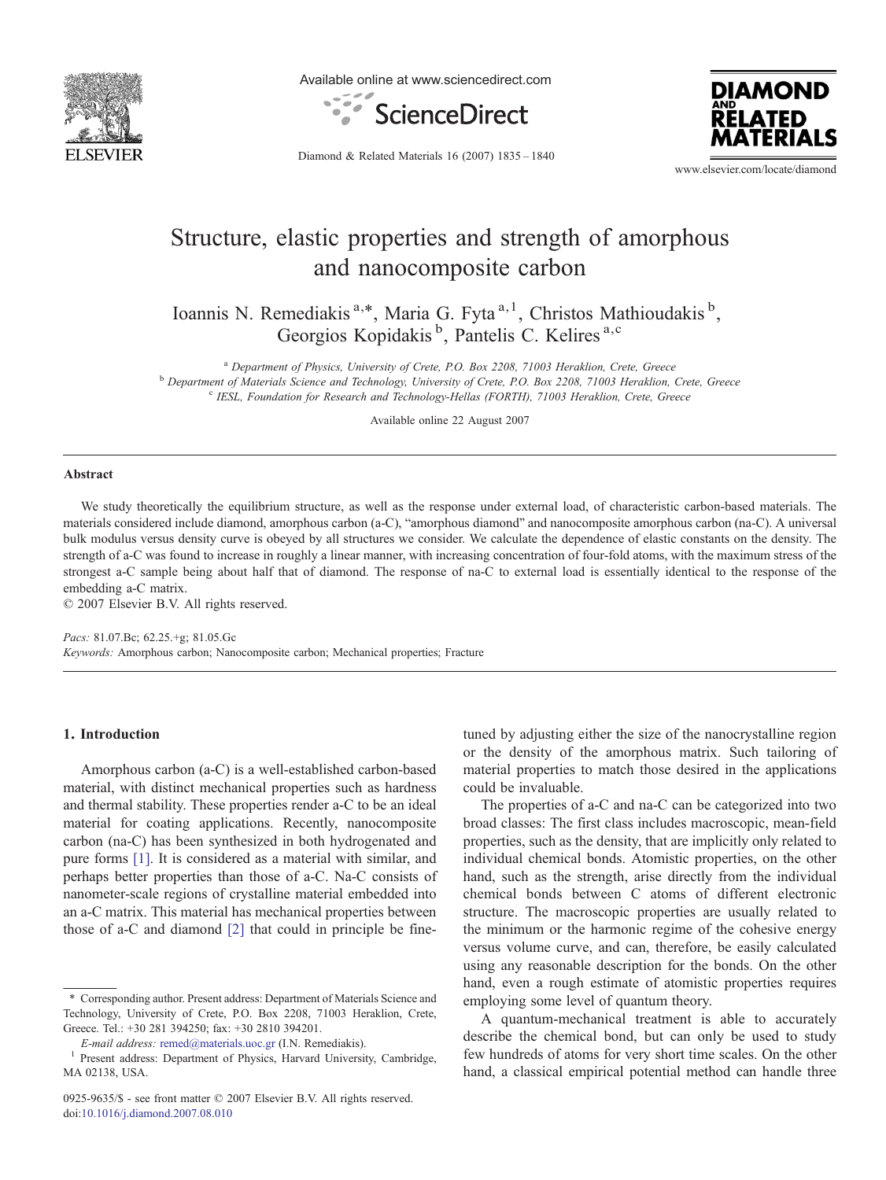# Structure, elastic properties and strength of amorphous and nanocomposite carbon

Ioannis N. Remediakis [a,*], Maria G. Fyta [a,1], Christos Mathioudakis [b], Georgios Kopidakis [b], Pantelis C. Kelires [a,c]

[a] *Department of Physics, University of Crete, P.O. Box 2208, 71003 Heraklion, Crete, Greece*
[b] *Department of Materials Science and Technology, University of Crete, P.O. Box 2208, 71003 Heraklion, Crete, Greece*
[c] *IESL, Foundation for Research and Technology-Hellas (FORTH), 71003 Heraklion, Crete, Greece*

Available online 22 August 2007

## Abstract

We study theoretically the equilibrium structure, as well as the response under external load, of characteristic carbon-based materials. The materials considered include diamond, amorphous carbon (a-C), "amorphous diamond" and nanocomposite amorphous carbon (na-C). A universal bulk modulus versus density curve is obeyed by all structures we consider. We calculate the dependence of elastic constants on the density. The strength of a-C was found to increase in roughly a linear manner, with increasing concentration of four-fold atoms, with the maximum stress of the strongest a-C sample being about half that of diamond. The response of na-C to external load is essentially identical to the response of the embedding a-C matrix.

© 2007 Elsevier B.V. All rights reserved.

*Pacs:* 81.07.Bc; 62.25.+g; 81.05.Gc

*Keywords:* Amorphous carbon; Nanocomposite carbon; Mechanical properties; Fracture

## 1. Introduction

Amorphous carbon (a-C) is a well-established carbon-based material, with distinct mechanical properties such as hardness and thermal stability. These properties render a-C to be an ideal material for coating applications. Recently, nanocomposite carbon (na-C) has been synthesized in both hydrogenated and pure forms [1]. It is considered as a material with similar, and perhaps better properties than those of a-C. Na-C consists of nanometer-scale regions of crystalline material embedded into an a-C matrix. This material has mechanical properties between those of a-C and diamond [2] that could in principle be fine-tuned by adjusting either the size of the nanocrystalline region or the density of the amorphous matrix. Such tailoring of material properties to match those desired in the applications could be invaluable.

The properties of a-C and na-C can be categorized into two broad classes: The first class includes macroscopic, mean-field properties, such as the density, that are implicitly only related to individual chemical bonds. Atomistic properties, on the other hand, such as the strength, arise directly from the individual chemical bonds between C atoms of different electronic structure. The macroscopic properties are usually related to the minimum or the harmonic regime of the cohesive energy versus volume curve, and can, therefore, be easily calculated using any reasonable description for the bonds. On the other hand, even a rough estimate of atomistic properties requires employing some level of quantum theory.

A quantum-mechanical treatment is able to accurately describe the chemical bond, but can only be used to study few hundreds of atoms for very short time scales. On the other hand, a classical empirical potential method can handle three

---

\* Corresponding author. Present address: Department of Materials Science and Technology, University of Crete, P.O. Box 2208, 71003 Heraklion, Crete, Greece. Tel.: +30 281 394250; fax: +30 2810 394201.

*E-mail address:* remed@materials.uoc.gr (I.N. Remediakis).

[1] Present address: Department of Physics, Harvard University, Cambridge, MA 02138, USA.

0925-9635/$ - see front matter © 2007 Elsevier B.V. All rights reserved.
doi:10.1016/j.diamond.2007.08.010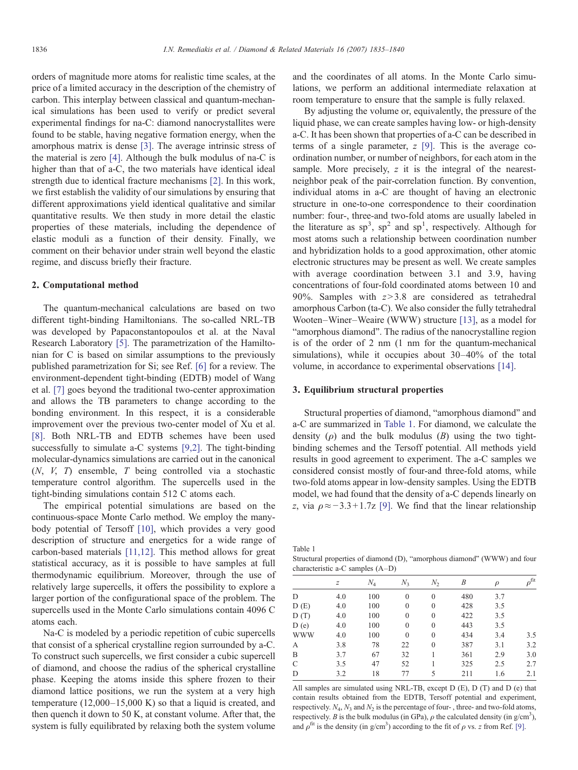orders of magnitude more atoms for realistic time scales, at the price of a limited accuracy in the description of the chemistry of carbon. This interplay between classical and quantum-mechanical simulations has been used to verify or predict several experimental findings for na-C: diamond nanocrystallites were found to be stable, having negative formation energy, when the amorphous matrix is dense [3]. The average intrinsic stress of the material is zero [4]. Although the bulk modulus of na-C is higher than that of a-C, the two materials have identical ideal strength due to identical fracture mechanisms [2]. In this work, we first establish the validity of our simulations by ensuring that different approximations yield identical qualitative and similar quantitative results. We then study in more detail the elastic properties of these materials, including the dependence of elastic moduli as a function of their density. Finally, we comment on their behavior under strain well beyond the elastic regime, and discuss briefly their fracture.

## 2. Computational method

The quantum-mechanical calculations are based on two different tight-binding Hamiltonians. The so-called NRL-TB was developed by Papaconstantopoulos et al. at the Naval Research Laboratory [5]. The parametrization of the Hamiltonian for C is based on similar assumptions to the previously published parametrization for Si; see Ref. [6] for a review. The environment-dependent tight-binding (EDTB) model of Wang et al. [7] goes beyond the traditional two-center approximation and allows the TB parameters to change according to the bonding environment. In this respect, it is a considerable improvement over the previous two-center model of Xu et al. [8]. Both NRL-TB and EDTB schemes have been used successfully to simulate a-C systems [9,2]. The tight-binding molecular-dynamics simulations are carried out in the canonical ($N$, $V$, $T$) ensemble, $T$ being controlled via a stochastic temperature control algorithm. The supercells used in the tight-binding simulations contain 512 C atoms each.

The empirical potential simulations are based on the continuous-space Monte Carlo method. We employ the many-body potential of Tersoff [10], which provides a very good description of structure and energetics for a wide range of carbon-based materials [11,12]. This method allows for great statistical accuracy, as it is possible to have samples at full thermodynamic equilibrium. Moreover, through the use of relatively large supercells, it offers the possibility to explore a larger portion of the configurational space of the problem. The supercells used in the Monte Carlo simulations contain 4096 C atoms each.

Na-C is modeled by a periodic repetition of cubic supercells that consist of a spherical crystalline region surrounded by a-C. To construct such supercells, we first consider a cubic supercell of diamond, and choose the radius of the spherical crystalline phase. Keeping the atoms inside this sphere frozen to their diamond lattice positions, we run the system at a very high temperature (12,000–15,000 K) so that a liquid is created, and then quench it down to 50 K, at constant volume. After that, the system is fully equilibrated by relaxing both the system volume and the coordinates of all atoms. In the Monte Carlo simulations, we perform an additional intermediate relaxation at room temperature to ensure that the sample is fully relaxed.

By adjusting the volume or, equivalently, the pressure of the liquid phase, we can create samples having low- or high-density a-C. It has been shown that properties of a-C can be described in terms of a single parameter, $z$ [9]. This is the average coordination number, or number of neighbors, for each atom in the sample. More precisely, $z$ it is the integral of the nearest-neighbor peak of the pair-correlation function. By convention, individual atoms in a-C are thought of having an electronic structure in one-to-one correspondence to their coordination number: four-, three-and two-fold atoms are usually labeled in the literature as $sp^3$, $sp^2$ and $sp^1$, respectively. Although for most atoms such a relationship between coordination number and hybridization holds to a good approximation, other atomic electronic structures may be present as well. We create samples with average coordination between 3.1 and 3.9, having concentrations of four-fold coordinated atoms between 10 and 90%. Samples with $z>3.8$ are considered as tetrahedral amorphous Carbon (ta-C). We also consider the fully tetrahedral Wooten–Winer–Weaire (WWW) structure [13], as a model for "amorphous diamond". The radius of the nanocrystalline region is of the order of 2 nm (1 nm for the quantum-mechanical simulations), while it occupies about 30–40% of the total volume, in accordance to experimental observations [14].

## 3. Equilibrium structural properties

Structural properties of diamond, "amorphous diamond" and a-C are summarized in Table 1. For diamond, we calculate the density ($\rho$) and the bulk modulus ($B$) using the two tight-binding schemes and the Tersoff potential. All methods yield results in good agreement to experiment. The a-C samples we considered consist mostly of four-and three-fold atoms, while two-fold atoms appear in low-density samples. Using the EDTB model, we had found that the density of a-C depends linearly on $z$, via $\rho \approx -3.3+1.7z$ [9]. We find that the linear relationship

Table 1
Structural properties of diamond (D), "amorphous diamond" (WWW) and four characteristic a-C samples (A–D)

| | $z$ | $N_4$ | $N_3$ | $N_2$ | $B$ | $\rho$ | $\rho^{\text{fit}}$ |
|---|---|---|---|---|---|---|---|
| D | 4.0 | 100 | 0 | 0 | 480 | 3.7 | |
| D (E) | 4.0 | 100 | 0 | 0 | 428 | 3.5 | |
| D (T) | 4.0 | 100 | 0 | 0 | 422 | 3.5 | |
| D (e) | 4.0 | 100 | 0 | 0 | 443 | 3.5 | |
| WWW | 4.0 | 100 | 0 | 0 | 434 | 3.4 | 3.5 |
| A | 3.8 | 78 | 22 | 0 | 387 | 3.1 | 3.2 |
| B | 3.7 | 67 | 32 | 1 | 361 | 2.9 | 3.0 |
| C | 3.5 | 47 | 52 | 1 | 325 | 2.5 | 2.7 |
| D | 3.2 | 18 | 77 | 5 | 211 | 1.6 | 2.1 |

All samples are simulated using NRL-TB, except D (E), D (T) and D (e) that contain results obtained from the EDTB, Tersoff potential and experiment, respectively. $N_4$, $N_3$ and $N_2$ is the percentage of four- , three- and two-fold atoms, respectively. $B$ is the bulk modulus (in GPa), $\rho$ the calculated density (in g/cm$^3$), and $\rho^{\text{fit}}$ is the density (in g/cm$^3$) according to the fit of $\rho$ vs. $z$ from Ref. [9].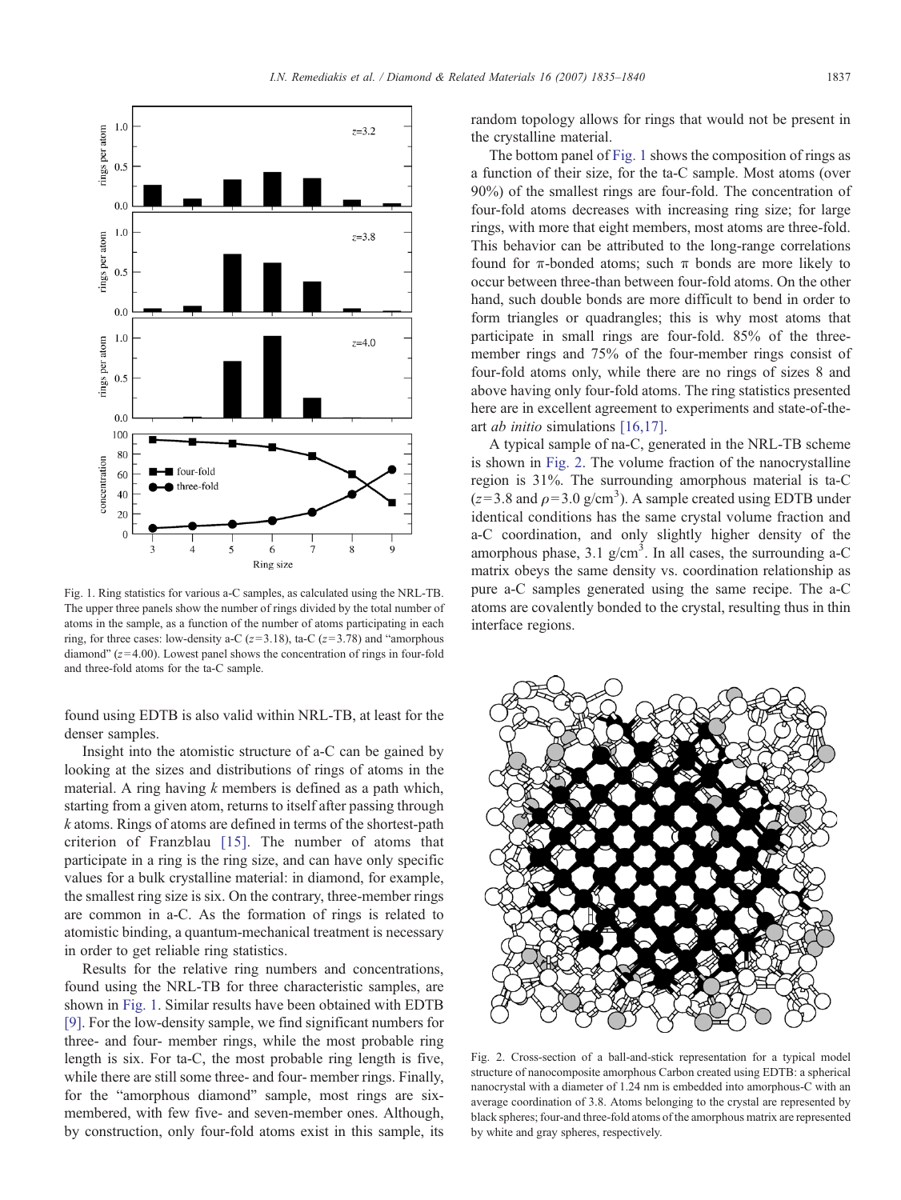Fig. 1. Ring statistics for various a-C samples, as calculated using the NRL-TB. The upper three panels show the number of rings divided by the total number of atoms in the sample, as a function of the number of atoms participating in each ring, for three cases: low-density a-C ($z$=3.18), ta-C ($z$=3.78) and “amorphous diamond” ($z$=4.00). Lowest panel shows the concentration of rings in four-fold and three-fold atoms for the ta-C sample.

found using EDTB is also valid within NRL-TB, at least for the denser samples.

Insight into the atomistic structure of a-C can be gained by looking at the sizes and distributions of rings of atoms in the material. A ring having $k$ members is defined as a path which, starting from a given atom, returns to itself after passing through $k$ atoms. Rings of atoms are defined in terms of the shortest-path criterion of Franzblau [15]. The number of atoms that participate in a ring is the ring size, and can have only specific values for a bulk crystalline material: in diamond, for example, the smallest ring size is six. On the contrary, three-member rings are common in a-C. As the formation of rings is related to atomistic binding, a quantum-mechanical treatment is necessary in order to get reliable ring statistics.

Results for the relative ring numbers and concentrations, found using the NRL-TB for three characteristic samples, are shown in Fig. 1. Similar results have been obtained with EDTB [9]. For the low-density sample, we find significant numbers for three- and four- member rings, while the most probable ring length is five. For ta-C, the most probable ring length is six, while there are still some three- and four- member rings. Finally, for the “amorphous diamond” sample, most rings are six-membered, with few five- and seven-member ones. Although, by construction, only four-fold atoms exist in this sample, its random topology allows for rings that would not be present in the crystalline material.

The bottom panel of Fig. 1 shows the composition of rings as a function of their size, for the ta-C sample. Most atoms (over 90%) of the smallest rings are four-fold. The concentration of four-fold atoms decreases with increasing ring size; for large rings, with more that eight members, most atoms are three-fold. This behavior can be attributed to the long-range correlations found for π-bonded atoms; such π bonds are more likely to occur between three-than between four-fold atoms. On the other hand, such double bonds are more difficult to bend in order to form triangles or quadrangles; this is why most atoms that participate in small rings are four-fold. 85% of the three-member rings and 75% of the four-member rings consist of four-fold atoms only, while there are no rings of sizes 8 and above having only four-fold atoms. The ring statistics presented here are in excellent agreement to experiments and state-of-the-art *ab initio* simulations [16,17].

A typical sample of na-C, generated in the NRL-TB scheme is shown in Fig. 2. The volume fraction of the nanocrystalline region is 31%. The surrounding amorphous material is ta-C ($z$=3.8 and $\rho$=3.0 g/cm$^3$). A sample created using EDTB under identical conditions has the same crystal volume fraction and a-C coordination, and only slightly higher density of the amorphous phase, 3.1 g/cm$^3$. In all cases, the surrounding a-C matrix obeys the same density vs. coordination relationship as pure a-C samples generated using the same recipe. The a-C atoms are covalently bonded to the crystal, resulting thus in thin interface regions.

Fig. 2. Cross-section of a ball-and-stick representation for a typical model structure of nanocomposite amorphous Carbon created using EDTB: a spherical nanocrystal with a diameter of 1.24 nm is embedded into amorphous-C with an average coordination of 3.8. Atoms belonging to the crystal are represented by black spheres; four-and three-fold atoms of the amorphous matrix are represented by white and gray spheres, respectively.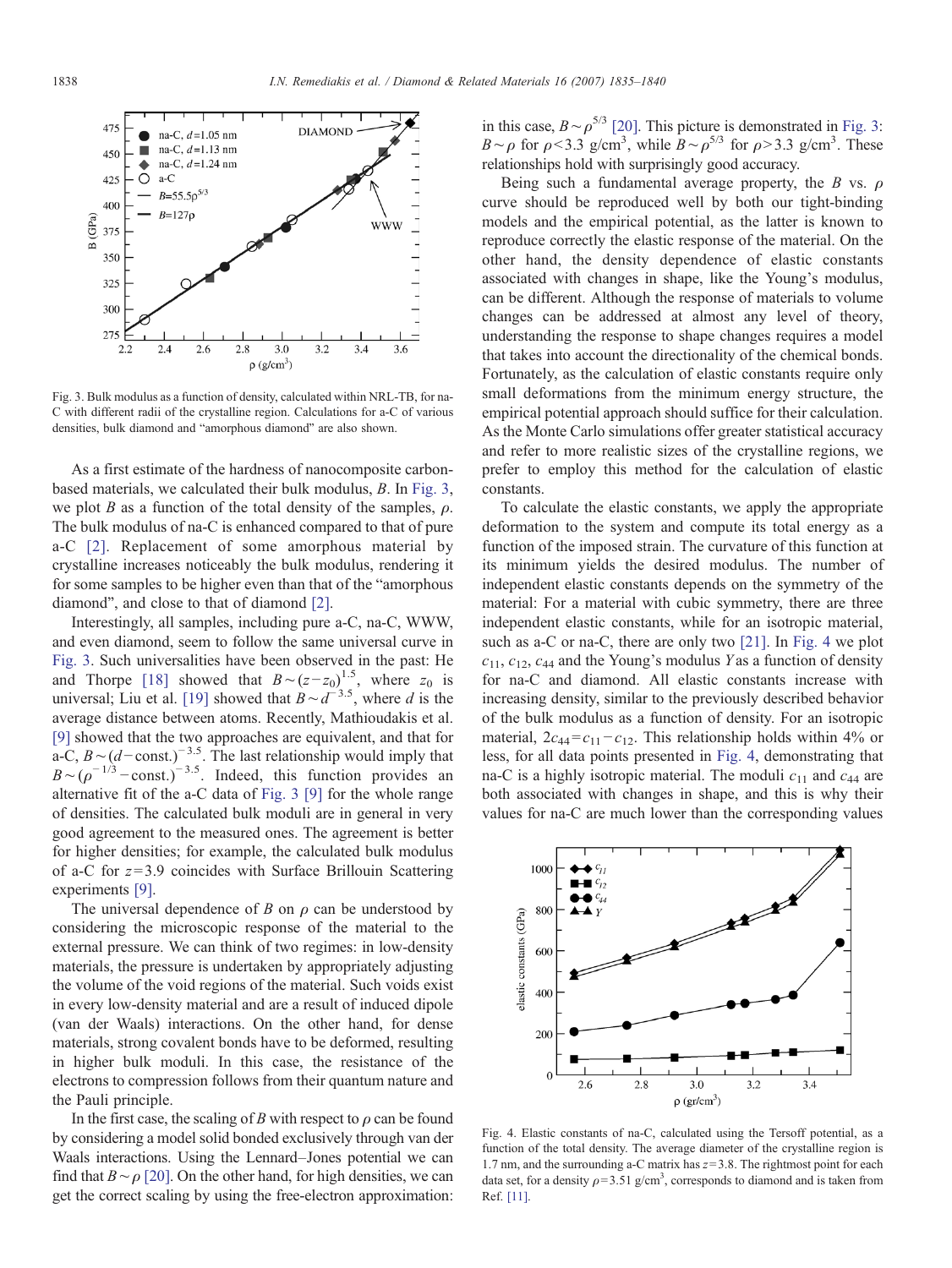Fig. 3. Bulk modulus as a function of density, calculated within NRL-TB, for na-C with different radii of the crystalline region. Calculations for a-C of various densities, bulk diamond and "amorphous diamond" are also shown.

As a first estimate of the hardness of nanocomposite carbon-based materials, we calculated their bulk modulus, $B$. In Fig. 3, we plot $B$ as a function of the total density of the samples, $\rho$. The bulk modulus of na-C is enhanced compared to that of pure a-C [2]. Replacement of some amorphous material by crystalline increases noticeably the bulk modulus, rendering it for some samples to be higher even than that of the "amorphous diamond", and close to that of diamond [2].

Interestingly, all samples, including pure a-C, na-C, WWW, and even diamond, seem to follow the same universal curve in Fig. 3. Such universalities have been observed in the past: He and Thorpe [18] showed that $B \sim (z - z_0)^{1.5}$, where $z_0$ is universal; Liu et al. [19] showed that $B \sim d^{-3.5}$, where $d$ is the average distance between atoms. Recently, Mathioudakis et al. [9] showed that the two approaches are equivalent, and that for a-C, $B \sim (d - \text{const.})^{-3.5}$. The last relationship would imply that $B \sim (\rho^{-1/3} - \text{const.})^{-3.5}$. Indeed, this function provides an alternative fit of the a-C data of Fig. 3 [9] for the whole range of densities. The calculated bulk moduli are in general in very good agreement to the measured ones. The agreement is better for higher densities; for example, the calculated bulk modulus of a-C for $z = 3.9$ coincides with Surface Brillouin Scattering experiments [9].

The universal dependence of $B$ on $\rho$ can be understood by considering the microscopic response of the material to the external pressure. We can think of two regimes: in low-density materials, the pressure is undertaken by appropriately adjusting the volume of the void regions of the material. Such voids exist in every low-density material and are a result of induced dipole (van der Waals) interactions. On the other hand, for dense materials, strong covalent bonds have to be deformed, resulting in higher bulk moduli. In this case, the resistance of the electrons to compression follows from their quantum nature and the Pauli principle.

In the first case, the scaling of $B$ with respect to $\rho$ can be found by considering a model solid bonded exclusively through van der Waals interactions. Using the Lennard–Jones potential we can find that $B \sim \rho$ [20]. On the other hand, for high densities, we can get the correct scaling by using the free-electron approximation: in this case, $B \sim \rho^{5/3}$ [20]. This picture is demonstrated in Fig. 3: $B \sim \rho$ for $\rho < 3.3$ g/cm$^3$, while $B \sim \rho^{5/3}$ for $\rho > 3.3$ g/cm$^3$. These relationships hold with surprisingly good accuracy.

Being such a fundamental average property, the $B$ vs. $\rho$ curve should be reproduced well by both our tight-binding models and the empirical potential, as the latter is known to reproduce correctly the elastic response of the material. On the other hand, the density dependence of elastic constants associated with changes in shape, like the Young's modulus, can be different. Although the response of materials to volume changes can be addressed at almost any level of theory, understanding the response to shape changes requires a model that takes into account the directionality of the chemical bonds. Fortunately, as the calculation of elastic constants require only small deformations from the minimum energy structure, the empirical potential approach should suffice for their calculation. As the Monte Carlo simulations offer greater statistical accuracy and refer to more realistic sizes of the crystalline regions, we prefer to employ this method for the calculation of elastic constants.

To calculate the elastic constants, we apply the appropriate deformation to the system and compute its total energy as a function of the imposed strain. The curvature of this function at its minimum yields the desired modulus. The number of independent elastic constants depends on the symmetry of the material: For a material with cubic symmetry, there are three independent elastic constants, while for an isotropic material, such as a-C or na-C, there are only two [21]. In Fig. 4 we plot $c_{11}$, $c_{12}$, $c_{44}$ and the Young's modulus $Y$ as a function of density for na-C and diamond. All elastic constants increase with increasing density, similar to the previously described behavior of the bulk modulus as a function of density. For an isotropic material, $2c_{44} = c_{11} - c_{12}$. This relationship holds within 4% or less, for all data points presented in Fig. 4, demonstrating that na-C is a highly isotropic material. The moduli $c_{11}$ and $c_{44}$ are both associated with changes in shape, and this is why their values for na-C are much lower than the corresponding values

Fig. 4. Elastic constants of na-C, calculated using the Tersoff potential, as a function of the total density. The average diameter of the crystalline region is 1.7 nm, and the surrounding a-C matrix has $z = 3.8$. The rightmost point for each data set, for a density $\rho = 3.51$ g/cm$^3$, corresponds to diamond and is taken from Ref. [11].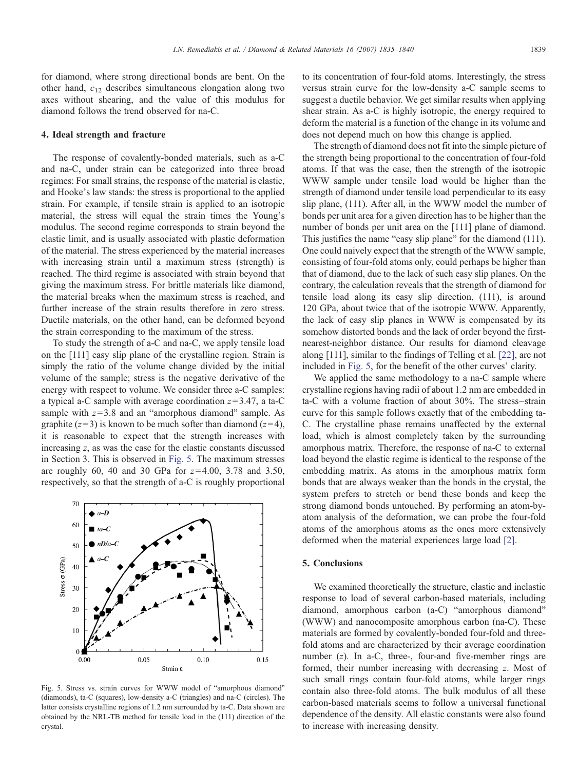for diamond, where strong directional bonds are bent. On the other hand, $c_{12}$ describes simultaneous elongation along two axes without shearing, and the value of this modulus for diamond follows the trend observed for na-C.

## 4. Ideal strength and fracture

The response of covalently-bonded materials, such as a-C and na-C, under strain can be categorized into three broad regimes: For small strains, the response of the material is elastic, and Hooke's law stands: the stress is proportional to the applied strain. For example, if tensile strain is applied to an isotropic material, the stress will equal the strain times the Young's modulus. The second regime corresponds to strain beyond the elastic limit, and is usually associated with plastic deformation of the material. The stress experienced by the material increases with increasing strain until a maximum stress (strength) is reached. The third regime is associated with strain beyond that giving the maximum stress. For brittle materials like diamond, the material breaks when the maximum stress is reached, and further increase of the strain results therefore in zero stress. Ductile materials, on the other hand, can be deformed beyond the strain corresponding to the maximum of the stress.

To study the strength of a-C and na-C, we apply tensile load on the [111] easy slip plane of the crystalline region. Strain is simply the ratio of the volume change divided by the initial volume of the sample; stress is the negative derivative of the energy with respect to volume. We consider three a-C samples: a typical a-C sample with average coordination $z=3.47$, a ta-C sample with $z=3.8$ and an "amorphous diamond" sample. As graphite ($z=3$) is known to be much softer than diamond ($z=4$), it is reasonable to expect that the strength increases with increasing $z$, as was the case for the elastic constants discussed in Section 3. This is observed in Fig. 5. The maximum stresses are roughly 60, 40 and 30 GPa for $z=4.00$, 3.78 and 3.50, respectively, so that the strength of a-C is roughly proportional to its concentration of four-fold atoms. Interestingly, the stress versus strain curve for the low-density a-C sample seems to suggest a ductile behavior. We get similar results when applying shear strain. As a-C is highly isotropic, the energy required to deform the material is a function of the change in its volume and does not depend much on how this change is applied.

Fig. 5. Stress vs. strain curves for WWW model of "amorphous diamond" (diamonds), ta-C (squares), low-density a-C (triangles) and na-C (circles). The latter consists crystalline regions of 1.2 nm surrounded by ta-C. Data shown are obtained by the NRL-TB method for tensile load in the (111) direction of the crystal.

The strength of diamond does not fit into the simple picture of the strength being proportional to the concentration of four-fold atoms. If that was the case, then the strength of the isotropic WWW sample under tensile load would be higher than the strength of diamond under tensile load perpendicular to its easy slip plane, (111). After all, in the WWW model the number of bonds per unit area for a given direction has to be higher than the number of bonds per unit area on the [111] plane of diamond. This justifies the name "easy slip plane" for the diamond (111). One could naively expect that the strength of the WWW sample, consisting of four-fold atoms only, could perhaps be higher than that of diamond, due to the lack of such easy slip planes. On the contrary, the calculation reveals that the strength of diamond for tensile load along its easy slip direction, (111), is around 120 GPa, about twice that of the isotropic WWW. Apparently, the lack of easy slip planes in WWW is compensated by its somehow distorted bonds and the lack of order beyond the first-nearest-neighbor distance. Our results for diamond cleavage along [111], similar to the findings of Telling et al. [22], are not included in Fig. 5, for the benefit of the other curves' clarity.

We applied the same methodology to a na-C sample where crystalline regions having radii of about 1.2 nm are embedded in ta-C with a volume fraction of about 30%. The stress–strain curve for this sample follows exactly that of the embedding ta-C. The crystalline phase remains unaffected by the external load, which is almost completely taken by the surrounding amorphous matrix. Therefore, the response of na-C to external load beyond the elastic regime is identical to the response of the embedding matrix. As atoms in the amorphous matrix form bonds that are always weaker than the bonds in the crystal, the system prefers to stretch or bend these bonds and keep the strong diamond bonds untouched. By performing an atom-by-atom analysis of the deformation, we can probe the four-fold atoms of the amorphous atoms as the ones more extensively deformed when the material experiences large load [2].

## 5. Conclusions

We examined theoretically the structure, elastic and inelastic response to load of several carbon-based materials, including diamond, amorphous carbon (a-C) "amorphous diamond" (WWW) and nanocomposite amorphous carbon (na-C). These materials are formed by covalently-bonded four-fold and three-fold atoms and are characterized by their average coordination number ($z$). In a-C, three-, four-and five-member rings are formed, their number increasing with decreasing $z$. Most of such small rings contain four-fold atoms, while larger rings contain also three-fold atoms. The bulk modulus of all these carbon-based materials seems to follow a universal functional dependence of the density. All elastic constants were also found to increase with increasing density.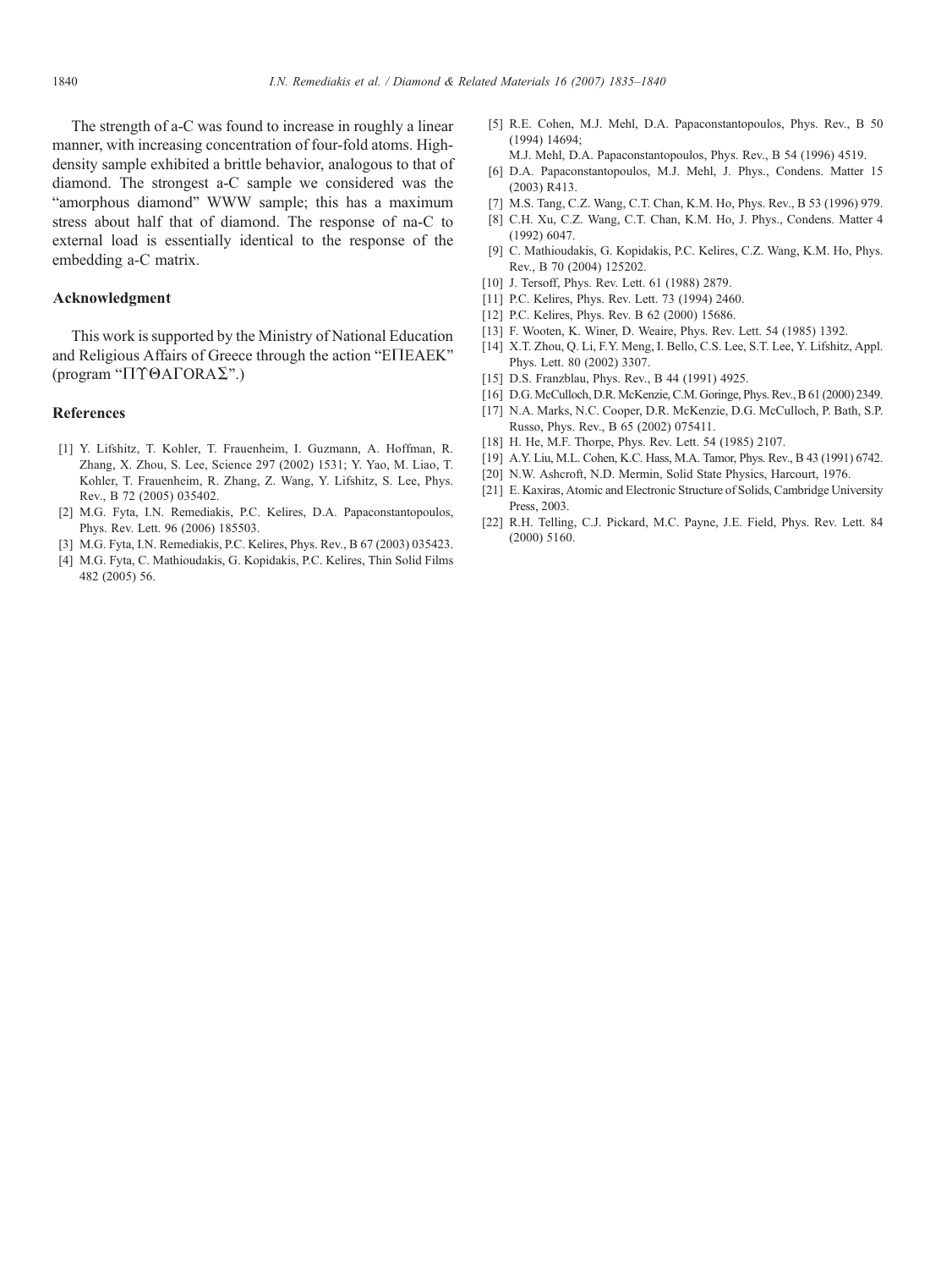The strength of a-C was found to increase in roughly a linear manner, with increasing concentration of four-fold atoms. High-density sample exhibited a brittle behavior, analogous to that of diamond. The strongest a-C sample we considered was the "amorphous diamond" WWW sample; this has a maximum stress about half that of diamond. The response of na-C to external load is essentially identical to the response of the embedding a-C matrix.

## Acknowledgment

This work is supported by the Ministry of National Education and Religious Affairs of Greece through the action "ΕΠΕΑΕΚ" (program "ΠΥΘΑΓΟRΑΣ".)

## References

[1] Y. Lifshitz, T. Kohler, T. Frauenheim, I. Guzmann, A. Hoffman, R. Zhang, X. Zhou, S. Lee, Science 297 (2002) 1531; Y. Yao, M. Liao, T. Kohler, T. Frauenheim, R. Zhang, Z. Wang, Y. Lifshitz, S. Lee, Phys. Rev., B 72 (2005) 035402.

[2] M.G. Fyta, I.N. Remediakis, P.C. Kelires, D.A. Papaconstantopoulos, Phys. Rev. Lett. 96 (2006) 185503.

[3] M.G. Fyta, I.N. Remediakis, P.C. Kelires, Phys. Rev., B 67 (2003) 035423.

[4] M.G. Fyta, C. Mathioudakis, G. Kopidakis, P.C. Kelires, Thin Solid Films 482 (2005) 56.

[5] R.E. Cohen, M.J. Mehl, D.A. Papaconstantopoulos, Phys. Rev., B 50 (1994) 14694;
M.J. Mehl, D.A. Papaconstantopoulos, Phys. Rev., B 54 (1996) 4519.

[6] D.A. Papaconstantopoulos, M.J. Mehl, J. Phys., Condens. Matter 15 (2003) R413.

[7] M.S. Tang, C.Z. Wang, C.T. Chan, K.M. Ho, Phys. Rev., B 53 (1996) 979.

[8] C.H. Xu, C.Z. Wang, C.T. Chan, K.M. Ho, J. Phys., Condens. Matter 4 (1992) 6047.

[9] C. Mathioudakis, G. Kopidakis, P.C. Kelires, C.Z. Wang, K.M. Ho, Phys. Rev., B 70 (2004) 125202.

[10] J. Tersoff, Phys. Rev. Lett. 61 (1988) 2879.

[11] P.C. Kelires, Phys. Rev. Lett. 73 (1994) 2460.

[12] P.C. Kelires, Phys. Rev. B 62 (2000) 15686.

[13] F. Wooten, K. Winer, D. Weaire, Phys. Rev. Lett. 54 (1985) 1392.

[14] X.T. Zhou, Q. Li, F.Y. Meng, I. Bello, C.S. Lee, S.T. Lee, Y. Lifshitz, Appl. Phys. Lett. 80 (2002) 3307.

[15] D.S. Franzblau, Phys. Rev., B 44 (1991) 4925.

[16] D.G. McCulloch, D.R. McKenzie, C.M. Goringe, Phys. Rev., B 61 (2000) 2349.

[17] N.A. Marks, N.C. Cooper, D.R. McKenzie, D.G. McCulloch, P. Bath, S.P. Russo, Phys. Rev., B 65 (2002) 075411.

[18] H. He, M.F. Thorpe, Phys. Rev. Lett. 54 (1985) 2107.

[19] A.Y. Liu, M.L. Cohen, K.C. Hass, M.A. Tamor, Phys. Rev., B 43 (1991) 6742.

[20] N.W. Ashcroft, N.D. Mermin, Solid State Physics, Harcourt, 1976.

[21] E. Kaxiras, Atomic and Electronic Structure of Solids, Cambridge University Press, 2003.

[22] R.H. Telling, C.J. Pickard, M.C. Payne, J.E. Field, Phys. Rev. Lett. 84 (2000) 5160.